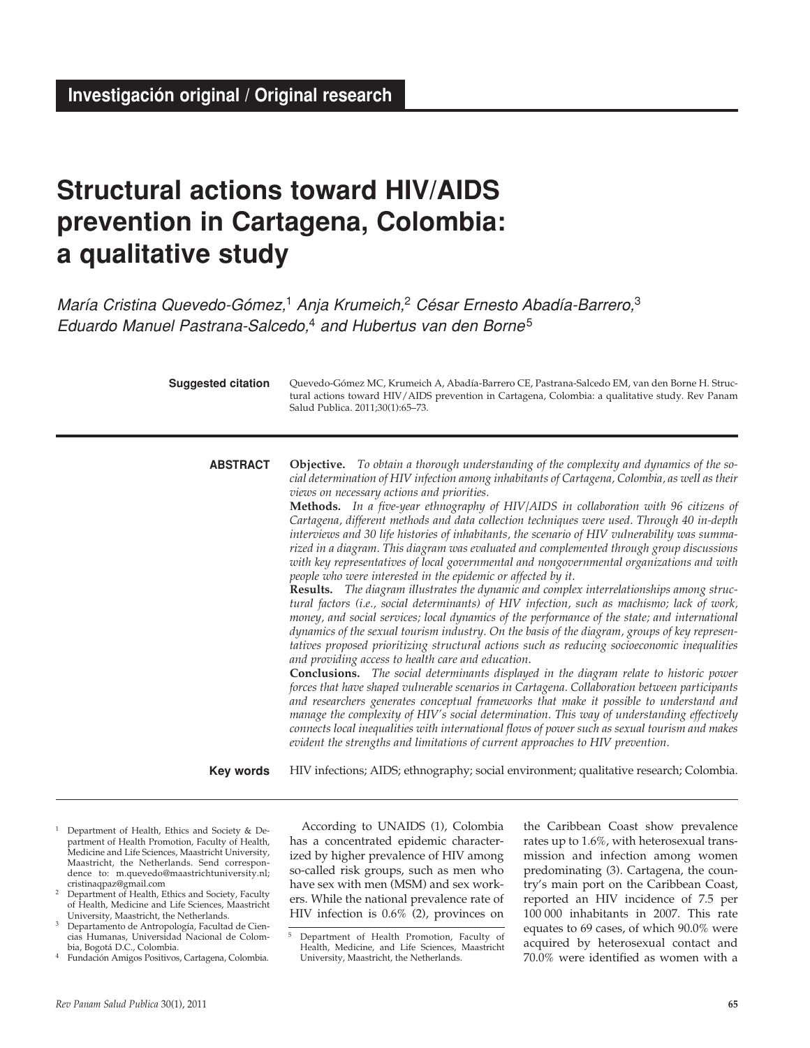**Investigación original / Original research**

# Structural actions toward HIV/AIDS prevention in Cartagena, Colombia: a qualitative study

*María Cristina Quevedo-Gómez,[1] Anja Krumeich,[2] César Ernesto Abadía-Barrero,[3] Eduardo Manuel Pastrana-Salcedo,[4] and Hubertus van den Borne[5]*

**Suggested citation** Quevedo-Gómez MC, Krumeich A, Abadía-Barrero CE, Pastrana-Salcedo EM, van den Borne H. Structural actions toward HIV/AIDS prevention in Cartagena, Colombia: a qualitative study. Rev Panam Salud Publica. 2011;30(1):65–73.

**ABSTRACT**

**Objective.** *To obtain a thorough understanding of the complexity and dynamics of the social determination of HIV infection among inhabitants of Cartagena, Colombia, as well as their views on necessary actions and priorities.*

**Methods.** *In a five-year ethnography of HIV/AIDS in collaboration with 96 citizens of Cartagena, different methods and data collection techniques were used. Through 40 in-depth interviews and 30 life histories of inhabitants, the scenario of HIV vulnerability was summarized in a diagram. This diagram was evaluated and complemented through group discussions with key representatives of local governmental and nongovernmental organizations and with people who were interested in the epidemic or affected by it.*

**Results.** *The diagram illustrates the dynamic and complex interrelationships among structural factors (i.e., social determinants) of HIV infection, such as machismo; lack of work, money, and social services; local dynamics of the performance of the state; and international dynamics of the sexual tourism industry. On the basis of the diagram, groups of key representatives proposed prioritizing structural actions such as reducing socioeconomic inequalities and providing access to health care and education.*

**Conclusions.** *The social determinants displayed in the diagram relate to historic power forces that have shaped vulnerable scenarios in Cartagena. Collaboration between participants and researchers generates conceptual frameworks that make it possible to understand and manage the complexity of HIV's social determination. This way of understanding effectively connects local inequalities with international flows of power such as sexual tourism and makes evident the strengths and limitations of current approaches to HIV prevention.*

**Key words** HIV infections; AIDS; ethnography; social environment; qualitative research; Colombia.

---

According to UNAIDS (1), Colombia has a concentrated epidemic characterized by higher prevalence of HIV among so-called risk groups, such as men who have sex with men (MSM) and sex workers. While the national prevalence rate of HIV infection is 0.6% (2), provinces on the Caribbean Coast show prevalence rates up to 1.6%, with heterosexual transmission and infection among women predominating (3). Cartagena, the country's main port on the Caribbean Coast, reported an HIV incidence of 7.5 per 100 000 inhabitants in 2007. This rate equates to 69 cases, of which 90.0% were acquired by heterosexual contact and 70.0% were identified as women with a

---

[1] Department of Health, Ethics and Society & Department of Health Promotion, Faculty of Health, Medicine and Life Sciences, Maastricht University, Maastricht, the Netherlands. Send correspondence to: m.quevedo@maastrichtuniversity.nl; cristinaqpaz@gmail.com

[2] Department of Health, Ethics and Society, Faculty of Health, Medicine and Life Sciences, Maastricht University, Maastricht, the Netherlands.

[3] Departamento de Antropología, Facultad de Ciencias Humanas, Universidad Nacional de Colombia, Bogotá D.C., Colombia.

[4] Fundación Amigos Positivos, Cartagena, Colombia.

[5] Department of Health Promotion, Faculty of Health, Medicine, and Life Sciences, Maastricht University, Maastricht, the Netherlands.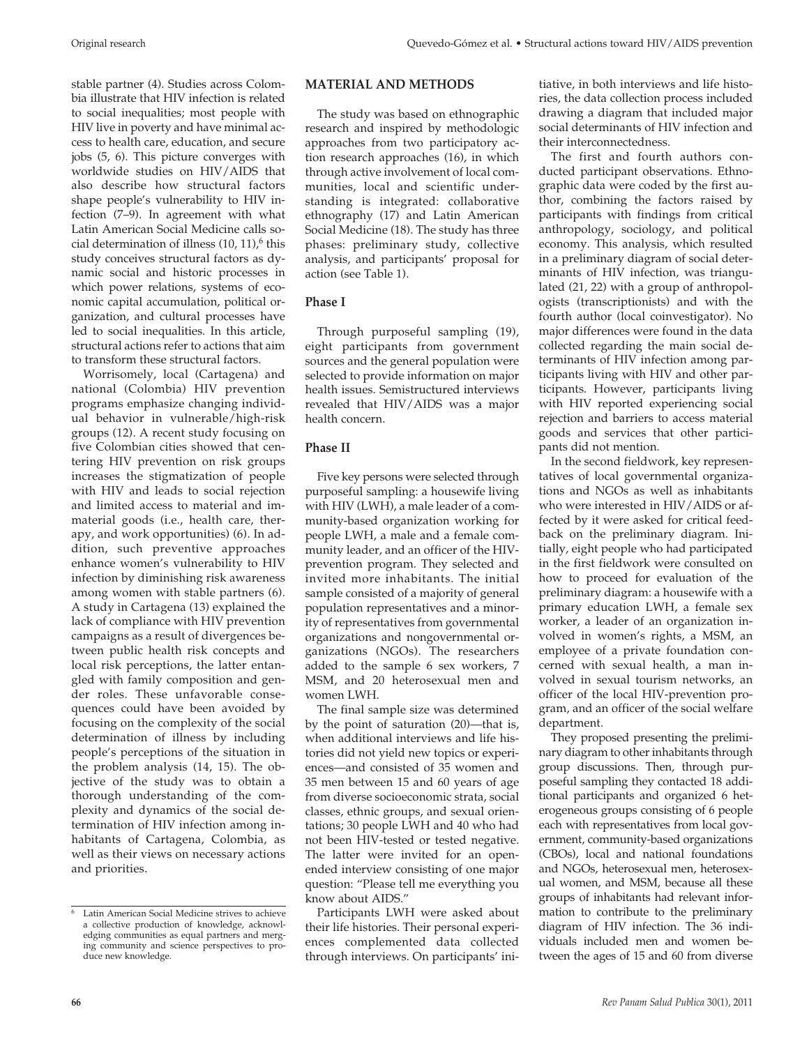stable partner (4). Studies across Colombia illustrate that HIV infection is related to social inequalities; most people with HIV live in poverty and have minimal access to health care, education, and secure jobs (5, 6). This picture converges with worldwide studies on HIV/AIDS that also describe how structural factors shape people's vulnerability to HIV infection (7–9). In agreement with what Latin American Social Medicine calls social determination of illness (10, 11),[6] this study conceives structural factors as dynamic social and historic processes in which power relations, systems of economic capital accumulation, political organization, and cultural processes have led to social inequalities. In this article, structural actions refer to actions that aim to transform these structural factors.

Worrisomely, local (Cartagena) and national (Colombia) HIV prevention programs emphasize changing individual behavior in vulnerable/high-risk groups (12). A recent study focusing on five Colombian cities showed that centering HIV prevention on risk groups increases the stigmatization of people with HIV and leads to social rejection and limited access to material and immaterial goods (i.e., health care, therapy, and work opportunities) (6). In addition, such preventive approaches enhance women's vulnerability to HIV infection by diminishing risk awareness among women with stable partners (6). A study in Cartagena (13) explained the lack of compliance with HIV prevention campaigns as a result of divergences between public health risk concepts and local risk perceptions, the latter entangled with family composition and gender roles. These unfavorable consequences could have been avoided by focusing on the complexity of the social determination of illness by including people's perceptions of the situation in the problem analysis (14, 15). The objective of the study was to obtain a thorough understanding of the complexity and dynamics of the social determination of HIV infection among inhabitants of Cartagena, Colombia, as well as their views on necessary actions and priorities.

[6] Latin American Social Medicine strives to achieve a collective production of knowledge, acknowledging communities as equal partners and merging community and science perspectives to produce new knowledge.

## MATERIAL AND METHODS

The study was based on ethnographic research and inspired by methodologic approaches from two participatory action research approaches (16), in which through active involvement of local communities, local and scientific understanding is integrated: collaborative ethnography (17) and Latin American Social Medicine (18). The study has three phases: preliminary study, collective analysis, and participants' proposal for action (see Table 1).

### Phase I

Through purposeful sampling (19), eight participants from government sources and the general population were selected to provide information on major health issues. Semistructured interviews revealed that HIV/AIDS was a major health concern.

### Phase II

Five key persons were selected through purposeful sampling: a housewife living with HIV (LWH), a male leader of a community-based organization working for people LWH, a male and a female community leader, and an officer of the HIV-prevention program. They selected and invited more inhabitants. The initial sample consisted of a majority of general population representatives and a minority of representatives from governmental organizations and nongovernmental organizations (NGOs). The researchers added to the sample 6 sex workers, 7 MSM, and 20 heterosexual men and women LWH.

The final sample size was determined by the point of saturation (20)—that is, when additional interviews and life histories did not yield new topics or experiences—and consisted of 35 women and 35 men between 15 and 60 years of age from diverse socioeconomic strata, social classes, ethnic groups, and sexual orientations; 30 people LWH and 40 who had not been HIV-tested or tested negative. The latter were invited for an open-ended interview consisting of one major question: "Please tell me everything you know about AIDS."

Participants LWH were asked about their life histories. Their personal experiences complemented data collected through interviews. On participants' initiative, in both interviews and life histories, the data collection process included drawing a diagram that included major social determinants of HIV infection and their interconnectedness.

The first and fourth authors conducted participant observations. Ethnographic data were coded by the first author, combining the factors raised by participants with findings from critical anthropology, sociology, and political economy. This analysis, which resulted in a preliminary diagram of social determinants of HIV infection, was triangulated (21, 22) with a group of anthropologists (transcriptionists) and with the fourth author (local coinvestigator). No major differences were found in the data collected regarding the main social determinants of HIV infection among participants living with HIV and other participants. However, participants living with HIV reported experiencing social rejection and barriers to access material goods and services that other participants did not mention.

In the second fieldwork, key representatives of local governmental organizations and NGOs as well as inhabitants who were interested in HIV/AIDS or affected by it were asked for critical feedback on the preliminary diagram. Initially, eight people who had participated in the first fieldwork were consulted on how to proceed for evaluation of the preliminary diagram: a housewife with a primary education LWH, a female sex worker, a leader of an organization involved in women's rights, a MSM, an employee of a private foundation concerned with sexual health, a man involved in sexual tourism networks, an officer of the local HIV-prevention program, and an officer of the social welfare department.

They proposed presenting the preliminary diagram to other inhabitants through group discussions. Then, through purposeful sampling they contacted 18 additional participants and organized 6 heterogeneous groups consisting of 6 people each with representatives from local government, community-based organizations (CBOs), local and national foundations and NGOs, heterosexual men, heterosexual women, and MSM, because all these groups of inhabitants had relevant information to contribute to the preliminary diagram of HIV infection. The 36 individuals included men and women between the ages of 15 and 60 from diverse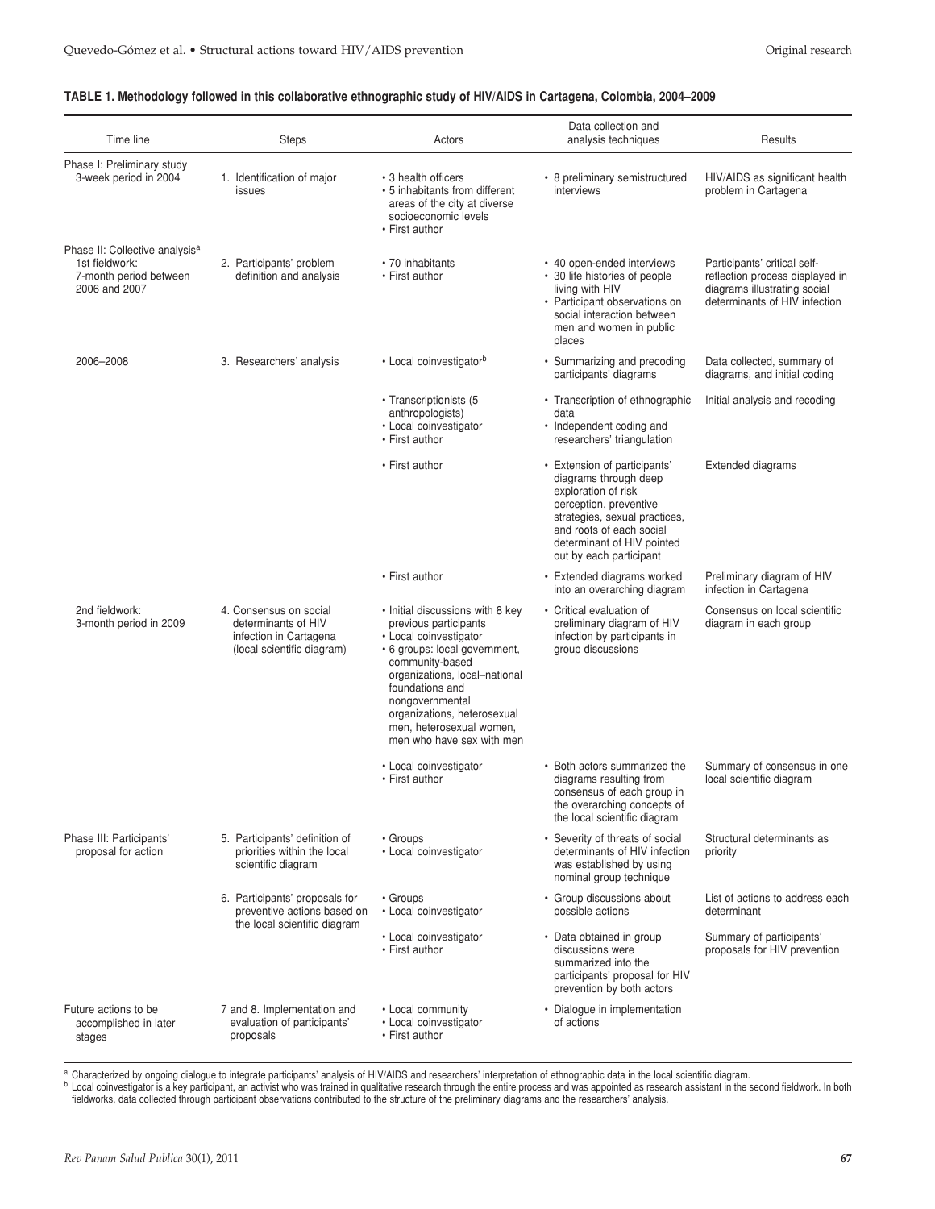**TABLE 1. Methodology followed in this collaborative ethnographic study of HIV/AIDS in Cartagena, Colombia, 2004–2009**

| Time line | Steps | Actors | Data collection and analysis techniques | Results |
|---|---|---|---|---|
| Phase I: Preliminary study 3-week period in 2004 | 1. Identification of major issues | • 3 health officers<br>• 5 inhabitants from different areas of the city at diverse socioeconomic levels<br>• First author | • 8 preliminary semistructured interviews | HIV/AIDS as significant health problem in Cartagena |
| Phase II: Collective analysis[a] 1st fieldwork: 7-month period between 2006 and 2007 | 2. Participants' problem definition and analysis | • 70 inhabitants<br>• First author | • 40 open-ended interviews<br>• 30 life histories of people living with HIV<br>• Participant observations on social interaction between men and women in public places | Participants' critical self-reflection process displayed in diagrams illustrating social determinants of HIV infection |
| 2006–2008 | 3. Researchers' analysis | • Local coinvestigator[b] | • Summarizing and precoding participants' diagrams | Data collected, summary of diagrams, and initial coding |
| | | • Transcriptionists (5 anthropologists)<br>• Local coinvestigator<br>• First author | • Transcription of ethnographic data<br>• Independent coding and researchers' triangulation | Initial analysis and recoding |
| | | • First author | • Extension of participants' diagrams through deep exploration of risk perception, preventive strategies, sexual practices, and roots of each social determinant of HIV pointed out by each participant | Extended diagrams |
| | | • First author | • Extended diagrams worked into an overarching diagram | Preliminary diagram of HIV infection in Cartagena |
| 2nd fieldwork: 3-month period in 2009 | 4. Consensus on social determinants of HIV infection in Cartagena (local scientific diagram) | • Initial discussions with 8 key previous participants<br>• Local coinvestigator<br>• 6 groups: local government, community-based organizations, local–national foundations and nongovernmental organizations, heterosexual men, heterosexual women, men who have sex with men | • Critical evaluation of preliminary diagram of HIV infection by participants in group discussions | Consensus on local scientific diagram in each group |
| | | • Local coinvestigator<br>• First author | • Both actors summarized the diagrams resulting from consensus of each group in the overarching concepts of the local scientific diagram | Summary of consensus in one local scientific diagram |
| Phase III: Participants' proposal for action | 5. Participants' definition of priorities within the local scientific diagram | • Groups<br>• Local coinvestigator | • Severity of threats of social determinants of HIV infection was established by using nominal group technique | Structural determinants as priority |
| | 6. Participants' proposals for preventive actions based on the local scientific diagram | • Groups<br>• Local coinvestigator | • Group discussions about possible actions | List of actions to address each determinant |
| | | • Local coinvestigator<br>• First author | • Data obtained in group discussions were summarized into the participants' proposal for HIV prevention by both actors | Summary of participants' proposals for HIV prevention |
| Future actions to be accomplished in later stages | 7 and 8. Implementation and evaluation of participants' proposals | • Local community<br>• Local coinvestigator<br>• First author | • Dialogue in implementation of actions | |

[a] Characterized by ongoing dialogue to integrate participants' analysis of HIV/AIDS and researchers' interpretation of ethnographic data in the local scientific diagram.
[b] Local coinvestigator is a key participant, an activist who was trained in qualitative research through the entire process and was appointed as research assistant in the second fieldwork. In both fieldworks, data collected through participant observations contributed to the structure of the preliminary diagrams and the researchers' analysis.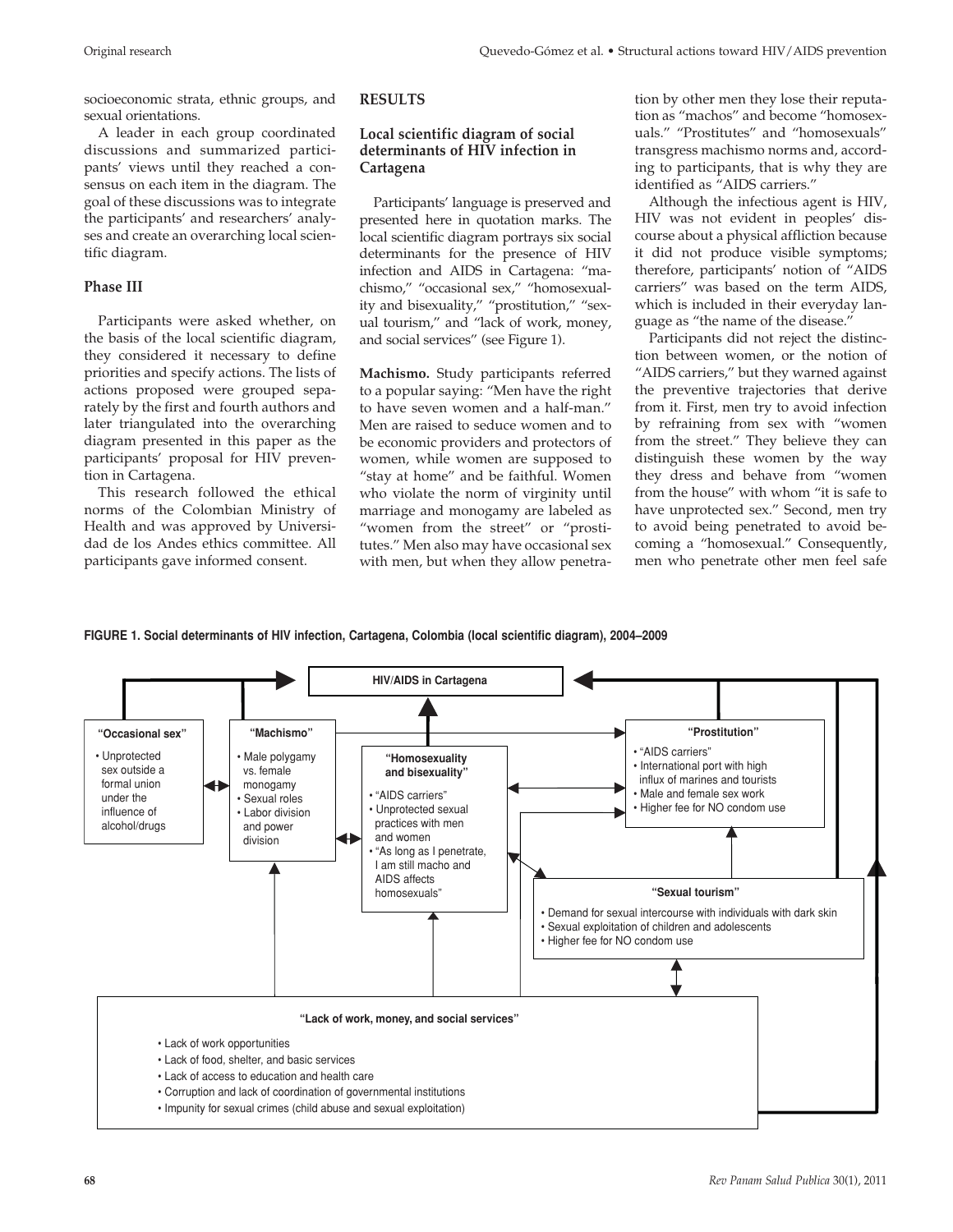socioeconomic strata, ethnic groups, and sexual orientations.

A leader in each group coordinated discussions and summarized participants' views until they reached a consensus on each item in the diagram. The goal of these discussions was to integrate the participants' and researchers' analyses and create an overarching local scientific diagram.

### Phase III

Participants were asked whether, on the basis of the local scientific diagram, they considered it necessary to define priorities and specify actions. The lists of actions proposed were grouped separately by the first and fourth authors and later triangulated into the overarching diagram presented in this paper as the participants' proposal for HIV prevention in Cartagena.

This research followed the ethical norms of the Colombian Ministry of Health and was approved by Universidad de los Andes ethics committee. All participants gave informed consent.

## RESULTS

### Local scientific diagram of social determinants of HIV infection in Cartagena

Participants' language is preserved and presented here in quotation marks. The local scientific diagram portrays six social determinants for the presence of HIV infection and AIDS in Cartagena: "machismo," "occasional sex," "homosexuality and bisexuality," "prostitution," "sexual tourism," and "lack of work, money, and social services" (see Figure 1).

**Machismo.** Study participants referred to a popular saying: "Men have the right to have seven women and a half-man." Men are raised to seduce women and to be economic providers and protectors of women, while women are supposed to "stay at home" and be faithful. Women who violate the norm of virginity until marriage and monogamy are labeled as "women from the street" or "prostitutes." Men also may have occasional sex with men, but when they allow penetration by other men they lose their reputation as "machos" and become "homosexuals." "Prostitutes" and "homosexuals" transgress machismo norms and, according to participants, that is why they are identified as "AIDS carriers."

Although the infectious agent is HIV, HIV was not evident in peoples' discourse about a physical affliction because it did not produce visible symptoms; therefore, participants' notion of "AIDS carriers" was based on the term AIDS, which is included in their everyday language as "the name of the disease."

Participants did not reject the distinction between women, or the notion of "AIDS carriers," but they warned against the preventive trajectories that derive from it. First, men try to avoid infection by refraining from sex with "women from the street." They believe they can distinguish these women by the way they dress and behave from "women from the house" with whom "it is safe to have unprotected sex." Second, men try to avoid being penetrated to avoid becoming a "homosexual." Consequently, men who penetrate other men feel safe

**FIGURE 1. Social determinants of HIV infection, Cartagena, Colombia (local scientific diagram), 2004–2009**

HIV/AIDS in Cartagena

"Occasional sex"
- Unprotected sex outside a formal union under the influence of alcohol/drugs

"Machismo"
- Male polygamy vs. female monogamy
- Sexual roles
- Labor division and power division

"Homosexuality and bisexuality"
- "AIDS carriers"
- Unprotected sexual practices with men and women
- "As long as I penetrate, I am still macho and AIDS affects homosexuals"

"Prostitution"
- "AIDS carriers"
- International port with high influx of marines and tourists
- Male and female sex work
- Higher fee for NO condom use

"Sexual tourism"
- Demand for sexual intercourse with individuals with dark skin
- Sexual exploitation of children and adolescents
- Higher fee for NO condom use

"Lack of work, money, and social services"
- Lack of work opportunities
- Lack of food, shelter, and basic services
- Lack of access to education and health care
- Corruption and lack of coordination of governmental institutions
- Impunity for sexual crimes (child abuse and sexual exploitation)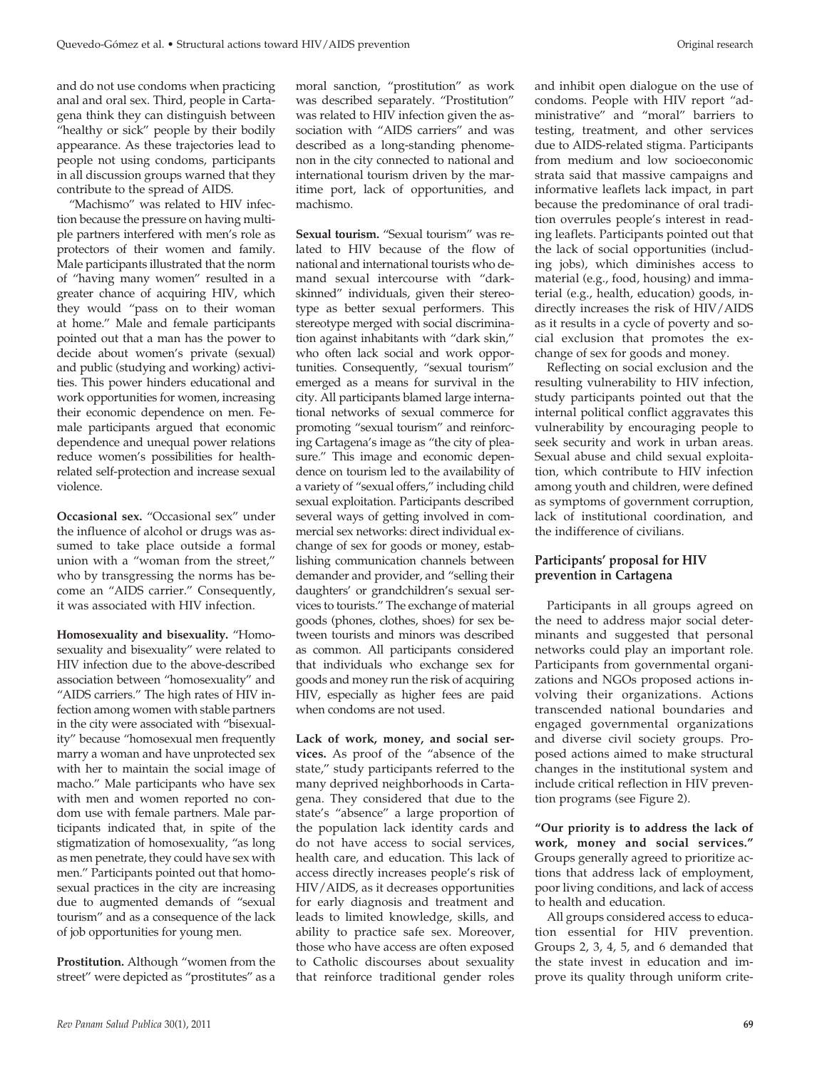and do not use condoms when practicing anal and oral sex. Third, people in Cartagena think they can distinguish between "healthy or sick" people by their bodily appearance. As these trajectories lead to people not using condoms, participants in all discussion groups warned that they contribute to the spread of AIDS.

"Machismo" was related to HIV infection because the pressure on having multiple partners interfered with men's role as protectors of their women and family. Male participants illustrated that the norm of "having many women" resulted in a greater chance of acquiring HIV, which they would "pass on to their woman at home." Male and female participants pointed out that a man has the power to decide about women's private (sexual) and public (studying and working) activities. This power hinders educational and work opportunities for women, increasing their economic dependence on men. Female participants argued that economic dependence and unequal power relations reduce women's possibilities for health-related self-protection and increase sexual violence.

**Occasional sex.** "Occasional sex" under the influence of alcohol or drugs was assumed to take place outside a formal union with a "woman from the street," who by transgressing the norms has become an "AIDS carrier." Consequently, it was associated with HIV infection.

**Homosexuality and bisexuality.** "Homosexuality and bisexuality" were related to HIV infection due to the above-described association between "homosexuality" and "AIDS carriers." The high rates of HIV infection among women with stable partners in the city were associated with "bisexuality" because "homosexual men frequently marry a woman and have unprotected sex with her to maintain the social image of macho." Male participants who have sex with men and women reported no condom use with female partners. Male participants indicated that, in spite of the stigmatization of homosexuality, "as long as men penetrate, they could have sex with men." Participants pointed out that homosexual practices in the city are increasing due to augmented demands of "sexual tourism" and as a consequence of the lack of job opportunities for young men.

**Prostitution.** Although "women from the street" were depicted as "prostitutes" as a moral sanction, "prostitution" as work was described separately. "Prostitution" was related to HIV infection given the association with "AIDS carriers" and was described as a long-standing phenomenon in the city connected to national and international tourism driven by the maritime port, lack of opportunities, and machismo.

**Sexual tourism.** "Sexual tourism" was related to HIV because of the flow of national and international tourists who demand sexual intercourse with "dark-skinned" individuals, given their stereotype as better sexual performers. This stereotype merged with social discrimination against inhabitants with "dark skin," who often lack social and work opportunities. Consequently, "sexual tourism" emerged as a means for survival in the city. All participants blamed large international networks of sexual commerce for promoting "sexual tourism" and reinforcing Cartagena's image as "the city of pleasure." This image and economic dependence on tourism led to the availability of a variety of "sexual offers," including child sexual exploitation. Participants described several ways of getting involved in commercial sex networks: direct individual exchange of sex for goods or money, establishing communication channels between demander and provider, and "selling their daughters' or grandchildren's sexual services to tourists." The exchange of material goods (phones, clothes, shoes) for sex between tourists and minors was described as common. All participants considered that individuals who exchange sex for goods and money run the risk of acquiring HIV, especially as higher fees are paid when condoms are not used.

**Lack of work, money, and social services.** As proof of the "absence of the state," study participants referred to the many deprived neighborhoods in Cartagena. They considered that due to the state's "absence" a large proportion of the population lack identity cards and do not have access to social services, health care, and education. This lack of access directly increases people's risk of HIV/AIDS, as it decreases opportunities for early diagnosis and treatment and leads to limited knowledge, skills, and ability to practice safe sex. Moreover, those who have access are often exposed to Catholic discourses about sexuality that reinforce traditional gender roles and inhibit open dialogue on the use of condoms. People with HIV report "administrative" and "moral" barriers to testing, treatment, and other services due to AIDS-related stigma. Participants from medium and low socioeconomic strata said that massive campaigns and informative leaflets lack impact, in part because the predominance of oral tradition overrules people's interest in reading leaflets. Participants pointed out that the lack of social opportunities (including jobs), which diminishes access to material (e.g., food, housing) and immaterial (e.g., health, education) goods, indirectly increases the risk of HIV/AIDS as it results in a cycle of poverty and social exclusion that promotes the exchange of sex for goods and money.

Reflecting on social exclusion and the resulting vulnerability to HIV infection, study participants pointed out that the internal political conflict aggravates this vulnerability by encouraging people to seek security and work in urban areas. Sexual abuse and child sexual exploitation, which contribute to HIV infection among youth and children, were defined as symptoms of government corruption, lack of institutional coordination, and the indifference of civilians.

## Participants' proposal for HIV prevention in Cartagena

Participants in all groups agreed on the need to address major social determinants and suggested that personal networks could play an important role. Participants from governmental organizations and NGOs proposed actions involving their organizations. Actions transcended national boundaries and engaged governmental organizations and diverse civil society groups. Proposed actions aimed to make structural changes in the institutional system and include critical reflection in HIV prevention programs (see Figure 2).

**"Our priority is to address the lack of work, money and social services."** Groups generally agreed to prioritize actions that address lack of employment, poor living conditions, and lack of access to health and education.

All groups considered access to education essential for HIV prevention. Groups 2, 3, 4, 5, and 6 demanded that the state invest in education and improve its quality through uniform crite-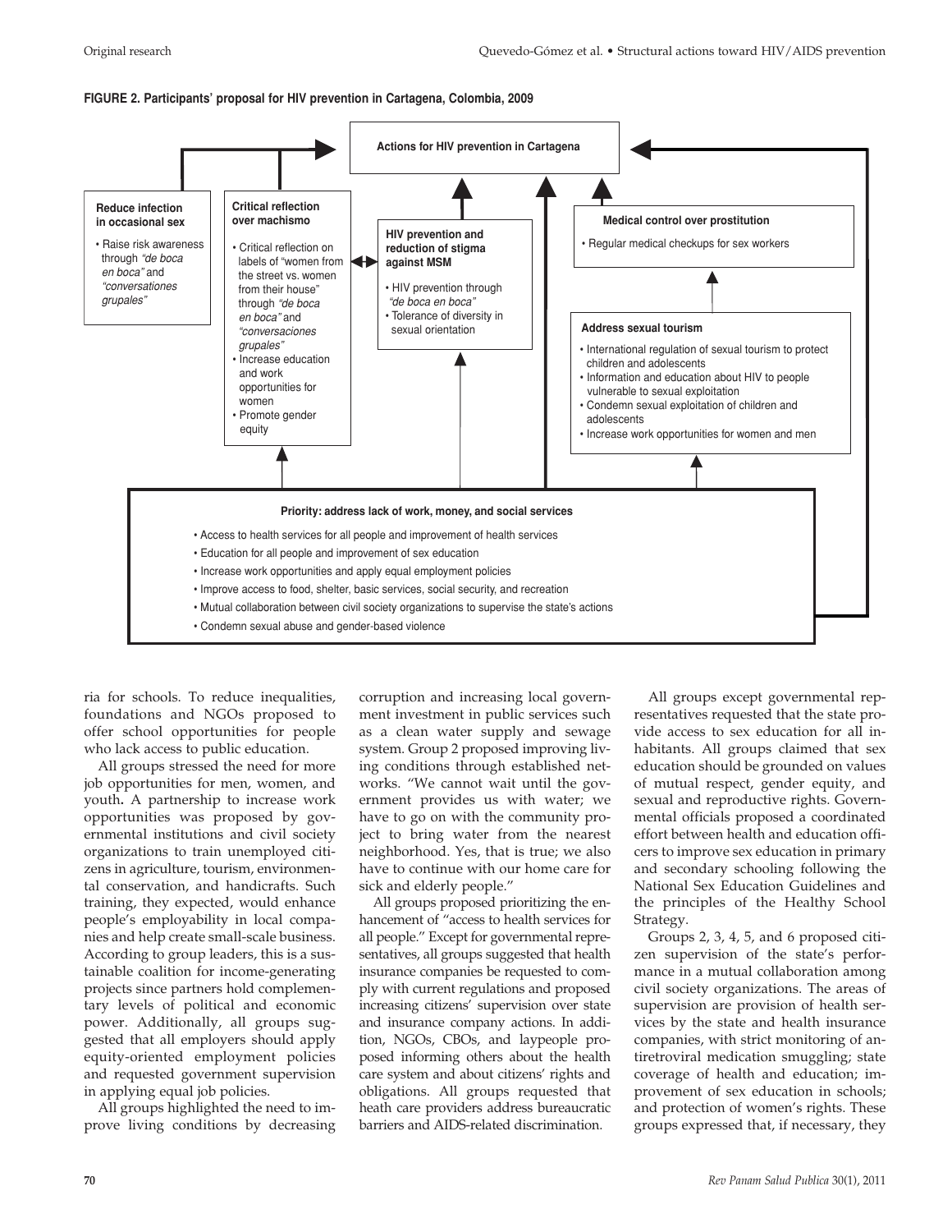**FIGURE 2. Participants' proposal for HIV prevention in Cartagena, Colombia, 2009**

**Actions for HIV prevention in Cartagena**

**Reduce infection in occasional sex**
- Raise risk awareness through *"de boca en boca"* and *"conversationes grupales"*

**Critical reflection over machismo**
- Critical reflection on labels of "women from the street vs. women from their house" through *"de boca en boca"* and *"conversaciones grupales"*
- Increase education and work opportunities for women
- Promote gender equity

**HIV prevention and reduction of stigma against MSM**
- HIV prevention through *"de boca en boca"*
- Tolerance of diversity in sexual orientation

**Medical control over prostitution**
- Regular medical checkups for sex workers

**Address sexual tourism**
- International regulation of sexual tourism to protect children and adolescents
- Information and education about HIV to people vulnerable to sexual exploitation
- Condemn sexual exploitation of children and adolescents
- Increase work opportunities for women and men

**Priority: address lack of work, money, and social services**
- Access to health services for all people and improvement of health services
- Education for all people and improvement of sex education
- Increase work opportunities and apply equal employment policies
- Improve access to food, shelter, basic services, social security, and recreation
- Mutual collaboration between civil society organizations to supervise the state's actions
- Condemn sexual abuse and gender-based violence

ria for schools. To reduce inequalities, foundations and NGOs proposed to offer school opportunities for people who lack access to public education.

All groups stressed the need for more job opportunities for men, women, and youth**.** A partnership to increase work opportunities was proposed by governmental institutions and civil society organizations to train unemployed citizens in agriculture, tourism, environmental conservation, and handicrafts. Such training, they expected, would enhance people's employability in local companies and help create small-scale business. According to group leaders, this is a sustainable coalition for income-generating projects since partners hold complementary levels of political and economic power. Additionally, all groups suggested that all employers should apply equity-oriented employment policies and requested government supervision in applying equal job policies.

All groups highlighted the need to improve living conditions by decreasing corruption and increasing local government investment in public services such as a clean water supply and sewage system. Group 2 proposed improving living conditions through established networks. "We cannot wait until the government provides us with water; we have to go on with the community project to bring water from the nearest neighborhood. Yes, that is true; we also have to continue with our home care for sick and elderly people."

All groups proposed prioritizing the enhancement of "access to health services for all people." Except for governmental representatives, all groups suggested that health insurance companies be requested to comply with current regulations and proposed increasing citizens' supervision over state and insurance company actions. In addition, NGOs, CBOs, and laypeople proposed informing others about the health care system and about citizens' rights and obligations. All groups requested that heath care providers address bureaucratic barriers and AIDS-related discrimination.

All groups except governmental representatives requested that the state provide access to sex education for all inhabitants. All groups claimed that sex education should be grounded on values of mutual respect, gender equity, and sexual and reproductive rights. Governmental officials proposed a coordinated effort between health and education officers to improve sex education in primary and secondary schooling following the National Sex Education Guidelines and the principles of the Healthy School Strategy.

Groups 2, 3, 4, 5, and 6 proposed citizen supervision of the state's performance in a mutual collaboration among civil society organizations. The areas of supervision are provision of health services by the state and health insurance companies, with strict monitoring of antiretroviral medication smuggling; state coverage of health and education; improvement of sex education in schools; and protection of women's rights. These groups expressed that, if necessary, they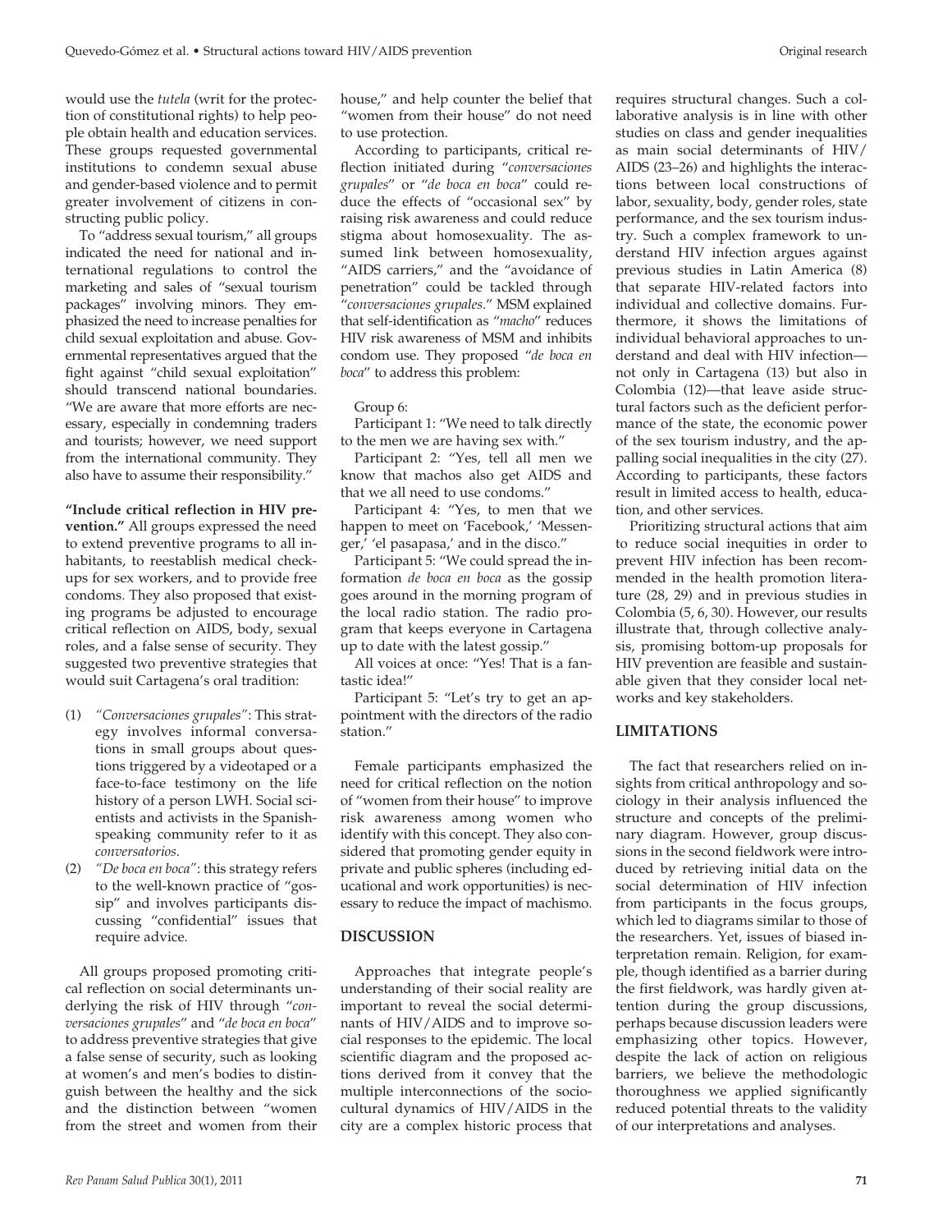would use the *tutela* (writ for the protection of constitutional rights) to help people obtain health and education services. These groups requested governmental institutions to condemn sexual abuse and gender-based violence and to permit greater involvement of citizens in constructing public policy.

To "address sexual tourism," all groups indicated the need for national and international regulations to control the marketing and sales of "sexual tourism packages" involving minors. They emphasized the need to increase penalties for child sexual exploitation and abuse. Governmental representatives argued that the fight against "child sexual exploitation" should transcend national boundaries. "We are aware that more efforts are necessary, especially in condemning traders and tourists; however, we need support from the international community. They also have to assume their responsibility."

**"Include critical reflection in HIV prevention."** All groups expressed the need to extend preventive programs to all inhabitants, to reestablish medical checkups for sex workers, and to provide free condoms. They also proposed that existing programs be adjusted to encourage critical reflection on AIDS, body, sexual roles, and a false sense of security. They suggested two preventive strategies that would suit Cartagena's oral tradition:

(1) *"Conversaciones grupales"*: This strategy involves informal conversations in small groups about questions triggered by a videotaped or a face-to-face testimony on the life history of a person LWH. Social scientists and activists in the Spanish-speaking community refer to it as *conversatorios*.

(2) *"De boca en boca"*: this strategy refers to the well-known practice of "gossip" and involves participants discussing "confidential" issues that require advice.

All groups proposed promoting critical reflection on social determinants underlying the risk of HIV through "*conversaciones grupales*" and "*de boca en boca*" to address preventive strategies that give a false sense of security, such as looking at women's and men's bodies to distinguish between the healthy and the sick and the distinction between "women from the street and women from their house," and help counter the belief that "women from their house" do not need to use protection.

According to participants, critical reflection initiated during "*conversaciones grupales*" or "*de boca en boca*" could reduce the effects of "occasional sex" by raising risk awareness and could reduce stigma about homosexuality. The assumed link between homosexuality, "AIDS carriers," and the "avoidance of penetration" could be tackled through "*conversaciones grupales*." MSM explained that self-identification as "*macho*" reduces HIV risk awareness of MSM and inhibits condom use. They proposed "*de boca en boca*" to address this problem:

Group 6:

Participant 1: "We need to talk directly to the men we are having sex with."

Participant 2: "Yes, tell all men we know that machos also get AIDS and that we all need to use condoms."

Participant 4: "Yes, to men that we happen to meet on 'Facebook,' 'Messenger,' 'el pasapasa,' and in the disco."

Participant 5: "We could spread the information *de boca en boca* as the gossip goes around in the morning program of the local radio station. The radio program that keeps everyone in Cartagena up to date with the latest gossip."

All voices at once: "Yes! That is a fantastic idea!"

Participant 5: "Let's try to get an appointment with the directors of the radio station."

Female participants emphasized the need for critical reflection on the notion of "women from their house" to improve risk awareness among women who identify with this concept. They also considered that promoting gender equity in private and public spheres (including educational and work opportunities) is necessary to reduce the impact of machismo.

## DISCUSSION

Approaches that integrate people's understanding of their social reality are important to reveal the social determinants of HIV/AIDS and to improve social responses to the epidemic. The local scientific diagram and the proposed actions derived from it convey that the multiple interconnections of the sociocultural dynamics of HIV/AIDS in the city are a complex historic process that requires structural changes. Such a collaborative analysis is in line with other studies on class and gender inequalities as main social determinants of HIV/AIDS (23–26) and highlights the interactions between local constructions of labor, sexuality, body, gender roles, state performance, and the sex tourism industry. Such a complex framework to understand HIV infection argues against previous studies in Latin America (8) that separate HIV-related factors into individual and collective domains. Furthermore, it shows the limitations of individual behavioral approaches to understand and deal with HIV infection—not only in Cartagena (13) but also in Colombia (12)—that leave aside structural factors such as the deficient performance of the state, the economic power of the sex tourism industry, and the appalling social inequalities in the city (27). According to participants, these factors result in limited access to health, education, and other services.

Prioritizing structural actions that aim to reduce social inequities in order to prevent HIV infection has been recommended in the health promotion literature (28, 29) and in previous studies in Colombia (5, 6, 30). However, our results illustrate that, through collective analysis, promising bottom-up proposals for HIV prevention are feasible and sustainable given that they consider local networks and key stakeholders.

## LIMITATIONS

The fact that researchers relied on insights from critical anthropology and sociology in their analysis influenced the structure and concepts of the preliminary diagram. However, group discussions in the second fieldwork were introduced by retrieving initial data on the social determination of HIV infection from participants in the focus groups, which led to diagrams similar to those of the researchers. Yet, issues of biased interpretation remain. Religion, for example, though identified as a barrier during the first fieldwork, was hardly given attention during the group discussions, perhaps because discussion leaders were emphasizing other topics. However, despite the lack of action on religious barriers, we believe the methodologic thoroughness we applied significantly reduced potential threats to the validity of our interpretations and analyses.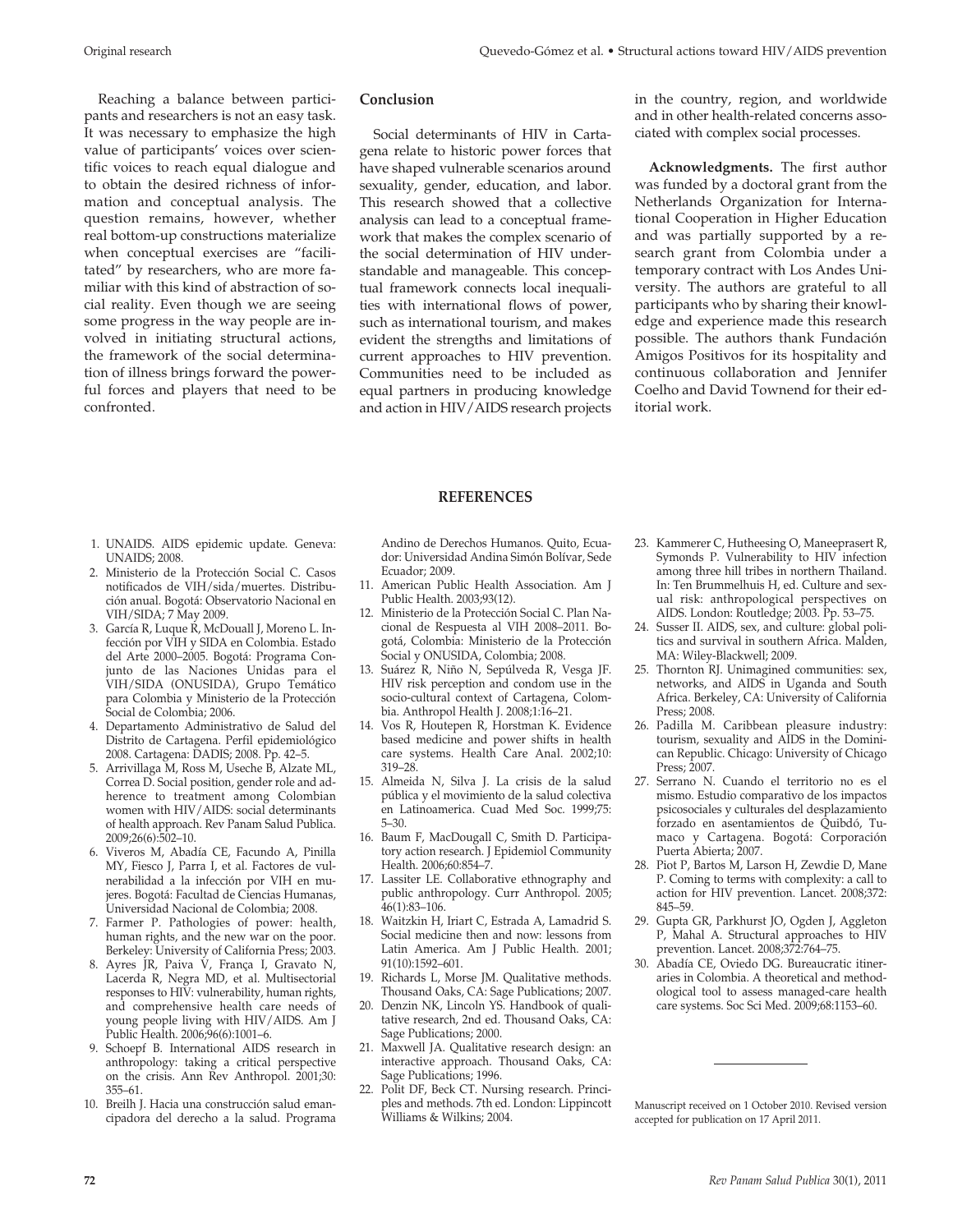Reaching a balance between participants and researchers is not an easy task. It was necessary to emphasize the high value of participants' voices over scientific voices to reach equal dialogue and to obtain the desired richness of information and conceptual analysis. The question remains, however, whether real bottom-up constructions materialize when conceptual exercises are "facilitated" by researchers, who are more familiar with this kind of abstraction of social reality. Even though we are seeing some progress in the way people are involved in initiating structural actions, the framework of the social determination of illness brings forward the powerful forces and players that need to be confronted.

## Conclusion

Social determinants of HIV in Cartagena relate to historic power forces that have shaped vulnerable scenarios around sexuality, gender, education, and labor. This research showed that a collective analysis can lead to a conceptual framework that makes the complex scenario of the social determination of HIV understandable and manageable. This conceptual framework connects local inequalities with international flows of power, such as international tourism, and makes evident the strengths and limitations of current approaches to HIV prevention. Communities need to be included as equal partners in producing knowledge and action in HIV/AIDS research projects in the country, region, and worldwide and in other health-related concerns associated with complex social processes.

**Acknowledgments.** The first author was funded by a doctoral grant from the Netherlands Organization for International Cooperation in Higher Education and was partially supported by a research grant from Colombia under a temporary contract with Los Andes University. The authors are grateful to all participants who by sharing their knowledge and experience made this research possible. The authors thank Fundación Amigos Positivos for its hospitality and continuous collaboration and Jennifer Coelho and David Townend for their editorial work.

## REFERENCES

1. UNAIDS. AIDS epidemic update. Geneva: UNAIDS; 2008.
2. Ministerio de la Protección Social C. Casos notificados de VIH/sida/muertes. Distribución anual. Bogotá: Observatorio Nacional en VIH/SIDA; 7 May 2009.
3. García R, Luque R, McDouall J, Moreno L. Infección por VIH y SIDA en Colombia. Estado del Arte 2000–2005. Bogotá: Programa Conjunto de las Naciones Unidas para el VIH/SIDA (ONUSIDA), Grupo Temático para Colombia y Ministerio de la Protección Social de Colombia; 2006.
4. Departamento Administrativo de Salud del Distrito de Cartagena. Perfil epidemiológico 2008. Cartagena: DADIS; 2008. Pp. 42–5.
5. Arrivillaga M, Ross M, Useche B, Alzate ML, Correa D. Social position, gender role and adherence to treatment among Colombian women with HIV/AIDS: social determinants of health approach. Rev Panam Salud Publica. 2009;26(6):502–10.
6. Viveros M, Abadía CE, Facundo A, Pinilla MY, Fiesco J, Parra I, et al. Factores de vulnerabilidad a la infección por VIH en mujeres. Bogotá: Facultad de Ciencias Humanas, Universidad Nacional de Colombia; 2008.
7. Farmer P. Pathologies of power: health, human rights, and the new war on the poor. Berkeley: University of California Press; 2003.
8. Ayres JR, Paiva V, França I, Gravato N, Lacerda R, Negra MD, et al. Multisectorial responses to HIV: vulnerability, human rights, and comprehensive health care needs of young people living with HIV/AIDS. Am J Public Health. 2006;96(6):1001–6.
9. Schoepf B. International AIDS research in anthropology: taking a critical perspective on the crisis. Ann Rev Anthropol. 2001;30: 355–61.
10. Breilh J. Hacia una construcción salud emancipadora del derecho a la salud. Programa Andino de Derechos Humanos. Quito, Ecuador: Universidad Andina Simón Bolívar, Sede Ecuador; 2009.
11. American Public Health Association. Am J Public Health. 2003;93(12).
12. Ministerio de la Protección Social C. Plan Nacional de Respuesta al VIH 2008–2011. Bogotá, Colombia: Ministerio de la Protección Social y ONUSIDA, Colombia; 2008.
13. Suárez R, Niño N, Sepúlveda R, Vesga JF. HIV risk perception and condom use in the socio-cultural context of Cartagena, Colombia. Anthropol Health J. 2008;1:16–21.
14. Vos R, Houtepen R, Horstman K. Evidence based medicine and power shifts in health care systems. Health Care Anal. 2002;10: 319–28.
15. Almeida N, Silva J. La crisis de la salud pública y el movimiento de la salud colectiva en Latinoamerica. Cuad Med Soc. 1999;75: 5–30.
16. Baum F, MacDougall C, Smith D. Participatory action research. J Epidemiol Community Health. 2006;60:854–7.
17. Lassiter LE. Collaborative ethnography and public anthropology. Curr Anthropol. 2005; 46(1):83–106.
18. Waitzkin H, Iriart C, Estrada A, Lamadrid S. Social medicine then and now: lessons from Latin America. Am J Public Health. 2001; 91(10):1592–601.
19. Richards L, Morse JM. Qualitative methods. Thousand Oaks, CA: Sage Publications; 2007.
20. Denzin NK, Lincoln YS. Handbook of qualitative research, 2nd ed. Thousand Oaks, CA: Sage Publications; 2000.
21. Maxwell JA. Qualitative research design: an interactive approach. Thousand Oaks, CA: Sage Publications; 1996.
22. Polit DF, Beck CT. Nursing research. Principles and methods. 7th ed. London: Lippincott Williams & Wilkins; 2004.
23. Kammerer C, Hutheesing O, Maneeprasert R, Symonds P. Vulnerability to HIV infection among three hill tribes in northern Thailand. In: Ten Brummelhuis H, ed. Culture and sexual risk: anthropological perspectives on AIDS. London: Routledge; 2003. Pp. 53–75.
24. Susser II. AIDS, sex, and culture: global politics and survival in southern Africa. Malden, MA: Wiley-Blackwell; 2009.
25. Thornton RJ. Unimagined communities: sex, networks, and AIDS in Uganda and South Africa. Berkeley, CA: University of California Press; 2008.
26. Padilla M. Caribbean pleasure industry: tourism, sexuality and AIDS in the Dominican Republic. Chicago: University of Chicago Press; 2007.
27. Serrano N. Cuando el territorio no es el mismo. Estudio comparativo de los impactos psicosociales y culturales del desplazamiento forzado en asentamientos de Quibdó, Tumaco y Cartagena. Bogotá: Corporación Puerta Abierta; 2007.
28. Piot P, Bartos M, Larson H, Zewdie D, Mane P. Coming to terms with complexity: a call to action for HIV prevention. Lancet. 2008;372: 845–59.
29. Gupta GR, Parkhurst JO, Ogden J, Aggleton P, Mahal A. Structural approaches to HIV prevention. Lancet. 2008;372:764–75.
30. Abadía CE, Oviedo DG. Bureaucratic itineraries in Colombia. A theoretical and methodological tool to assess managed-care health care systems. Soc Sci Med. 2009;68:1153–60.

---

Manuscript received on 1 October 2010. Revised version accepted for publication on 17 April 2011.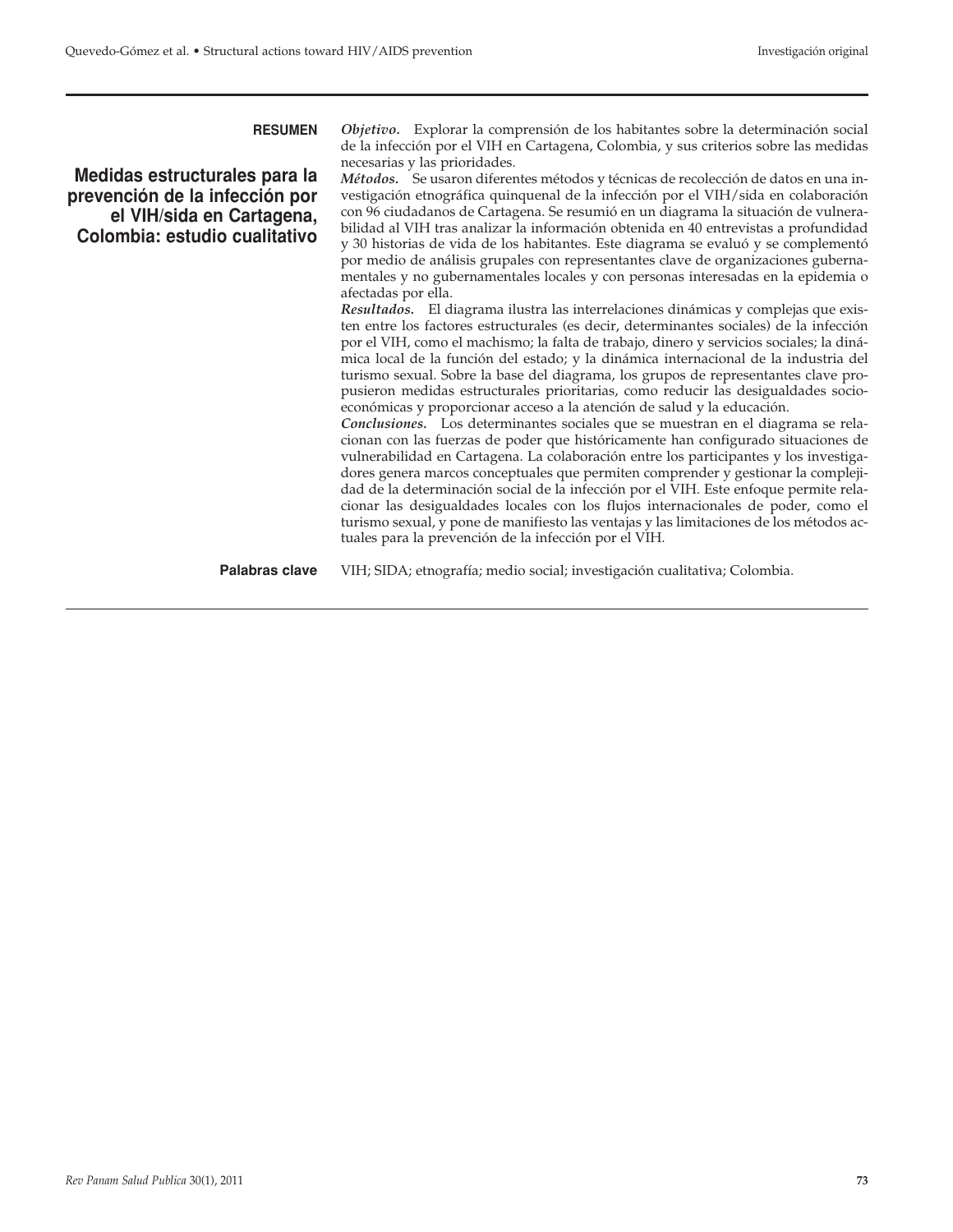## RESUMEN

## Medidas estructurales para la prevención de la infección por el VIH/sida en Cartagena, Colombia: estudio cualitativo

***Objetivo.*** Explorar la comprensión de los habitantes sobre la determinación social de la infección por el VIH en Cartagena, Colombia, y sus criterios sobre las medidas necesarias y las prioridades.

***Métodos.*** Se usaron diferentes métodos y técnicas de recolección de datos en una investigación etnográfica quinquenal de la infección por el VIH/sida en colaboración con 96 ciudadanos de Cartagena. Se resumió en un diagrama la situación de vulnerabilidad al VIH tras analizar la información obtenida en 40 entrevistas a profundidad y 30 historias de vida de los habitantes. Este diagrama se evaluó y se complementó por medio de análisis grupales con representantes clave de organizaciones gubernamentales y no gubernamentales locales y con personas interesadas en la epidemia o afectadas por ella.

***Resultados.*** El diagrama ilustra las interrelaciones dinámicas y complejas que existen entre los factores estructurales (es decir, determinantes sociales) de la infección por el VIH, como el machismo; la falta de trabajo, dinero y servicios sociales; la dinámica local de la función del estado; y la dinámica internacional de la industria del turismo sexual. Sobre la base del diagrama, los grupos de representantes clave propusieron medidas estructurales prioritarias, como reducir las desigualdades socioeconómicas y proporcionar acceso a la atención de salud y la educación.

***Conclusiones.*** Los determinantes sociales que se muestran en el diagrama se relacionan con las fuerzas de poder que históricamente han configurado situaciones de vulnerabilidad en Cartagena. La colaboración entre los participantes y los investigadores genera marcos conceptuales que permiten comprender y gestionar la complejidad de la determinación social de la infección por el VIH. Este enfoque permite relacionar las desigualdades locales con los flujos internacionales de poder, como el turismo sexual, y pone de manifiesto las ventajas y las limitaciones de los métodos actuales para la prevención de la infección por el VIH.

**Palabras clave** VIH; SIDA; etnografía; medio social; investigación cualitativa; Colombia.